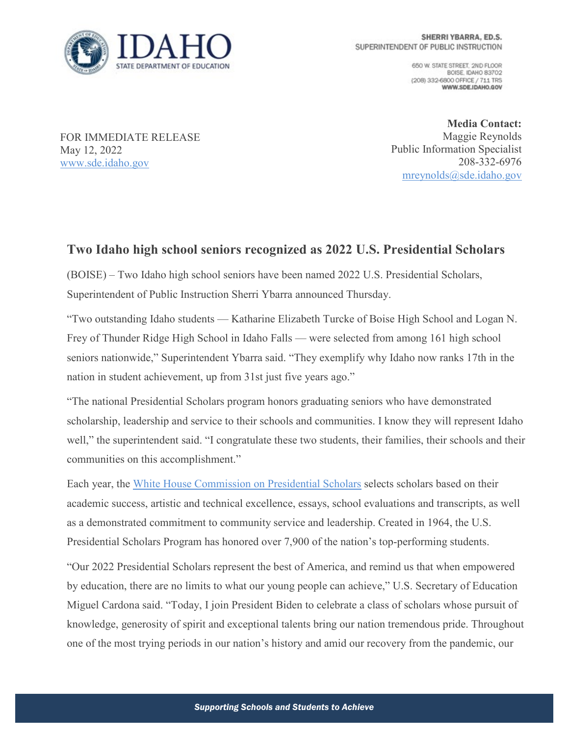IDAHO
STATE DEPARTMENT OF EDUCATION

**SHERRI YBARRA, ED.S.**
SUPERINTENDENT OF PUBLIC INSTRUCTION

650 W. STATE STREET, 2ND FLOOR
BOISE, IDAHO 83702
(208) 332-6800 OFFICE / 711 TRS
**WWW.SDE.IDAHO.GOV**

FOR IMMEDIATE RELEASE
May 12, 2022
www.sde.idaho.gov

**Media Contact:**
Maggie Reynolds
Public Information Specialist
208-332-6976
mreynolds@sde.idaho.gov

## Two Idaho high school seniors recognized as 2022 U.S. Presidential Scholars

(BOISE) – Two Idaho high school seniors have been named 2022 U.S. Presidential Scholars, Superintendent of Public Instruction Sherri Ybarra announced Thursday.

"Two outstanding Idaho students — Katharine Elizabeth Turcke of Boise High School and Logan N. Frey of Thunder Ridge High School in Idaho Falls — were selected from among 161 high school seniors nationwide," Superintendent Ybarra said. "They exemplify why Idaho now ranks 17th in the nation in student achievement, up from 31st just five years ago."

"The national Presidential Scholars program honors graduating seniors who have demonstrated scholarship, leadership and service to their schools and communities. I know they will represent Idaho well," the superintendent said. "I congratulate these two students, their families, their schools and their communities on this accomplishment."

Each year, the White House Commission on Presidential Scholars selects scholars based on their academic success, artistic and technical excellence, essays, school evaluations and transcripts, as well as a demonstrated commitment to community service and leadership. Created in 1964, the U.S. Presidential Scholars Program has honored over 7,900 of the nation's top-performing students.

"Our 2022 Presidential Scholars represent the best of America, and remind us that when empowered by education, there are no limits to what our young people can achieve," U.S. Secretary of Education Miguel Cardona said. "Today, I join President Biden to celebrate a class of scholars whose pursuit of knowledge, generosity of spirit and exceptional talents bring our nation tremendous pride. Throughout one of the most trying periods in our nation's history and amid our recovery from the pandemic, our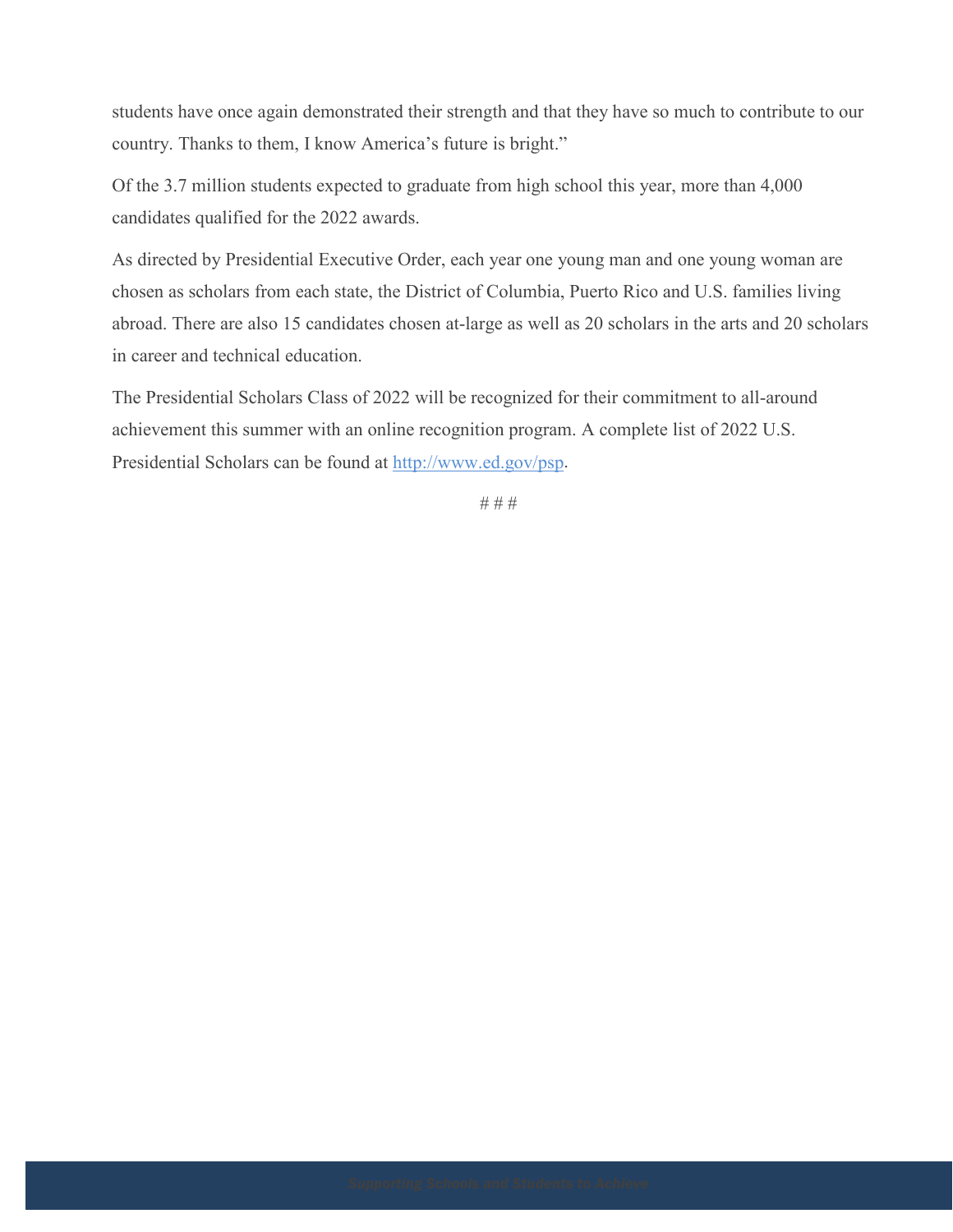students have once again demonstrated their strength and that they have so much to contribute to our country. Thanks to them, I know America's future is bright."

Of the 3.7 million students expected to graduate from high school this year, more than 4,000 candidates qualified for the 2022 awards.

As directed by Presidential Executive Order, each year one young man and one young woman are chosen as scholars from each state, the District of Columbia, Puerto Rico and U.S. families living abroad. There are also 15 candidates chosen at-large as well as 20 scholars in the arts and 20 scholars in career and technical education.

The Presidential Scholars Class of 2022 will be recognized for their commitment to all-around achievement this summer with an online recognition program. A complete list of 2022 U.S. Presidential Scholars can be found at [http://www.ed.gov/psp](http://www.ed.gov/psp).

# # #